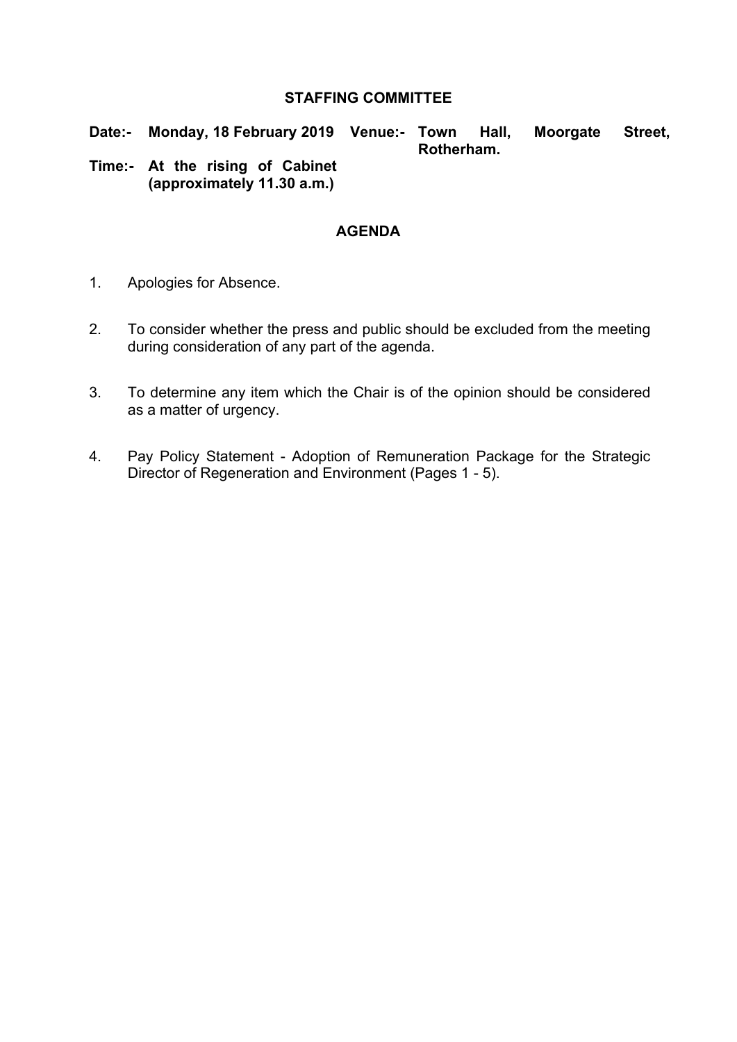# STAFFING COMMITTEE

**Date:-** **Monday, 18 February 2019** **Venue:-** **Town Hall, Moorgate Street, Rotherham.**

**Time:-** **At the rising of Cabinet (approximately 11.30 a.m.)**

## AGENDA

1. Apologies for Absence.

2. To consider whether the press and public should be excluded from the meeting during consideration of any part of the agenda.

3. To determine any item which the Chair is of the opinion should be considered as a matter of urgency.

4. Pay Policy Statement - Adoption of Remuneration Package for the Strategic Director of Regeneration and Environment (Pages 1 - 5).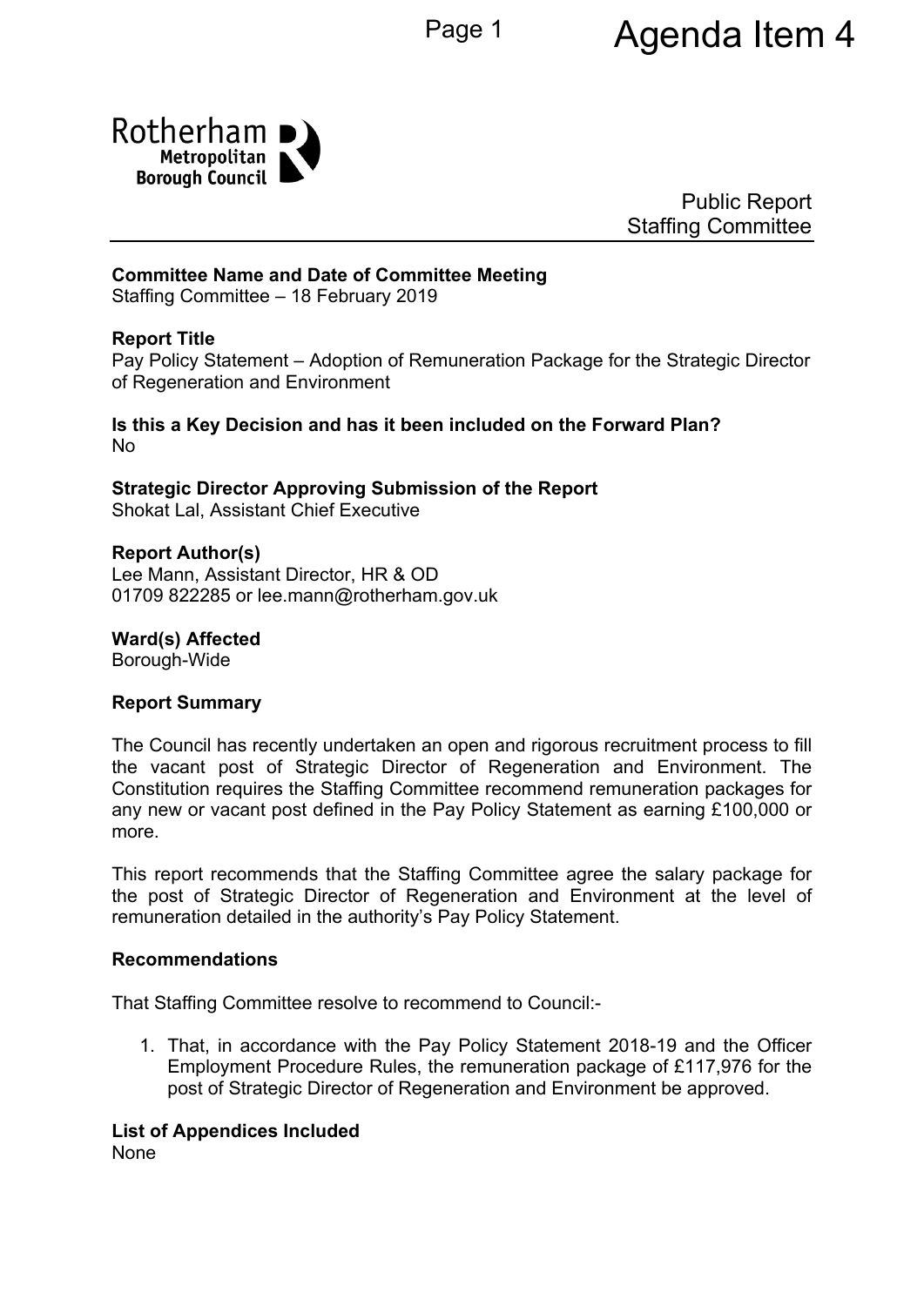Rotherham Metropolitan Borough Council

Public Report
Staffing Committee

**Committee Name and Date of Committee Meeting**
Staffing Committee – 18 February 2019

**Report Title**
Pay Policy Statement – Adoption of Remuneration Package for the Strategic Director of Regeneration and Environment

**Is this a Key Decision and has it been included on the Forward Plan?**
No

**Strategic Director Approving Submission of the Report**
Shokat Lal, Assistant Chief Executive

**Report Author(s)**
Lee Mann, Assistant Director, HR & OD
01709 822285 or lee.mann@rotherham.gov.uk

**Ward(s) Affected**
Borough-Wide

**Report Summary**

The Council has recently undertaken an open and rigorous recruitment process to fill the vacant post of Strategic Director of Regeneration and Environment. The Constitution requires the Staffing Committee recommend remuneration packages for any new or vacant post defined in the Pay Policy Statement as earning £100,000 or more.

This report recommends that the Staffing Committee agree the salary package for the post of Strategic Director of Regeneration and Environment at the level of remuneration detailed in the authority's Pay Policy Statement.

**Recommendations**

That Staffing Committee resolve to recommend to Council:-

1. That, in accordance with the Pay Policy Statement 2018-19 and the Officer Employment Procedure Rules, the remuneration package of £117,976 for the post of Strategic Director of Regeneration and Environment be approved.

**List of Appendices Included**
None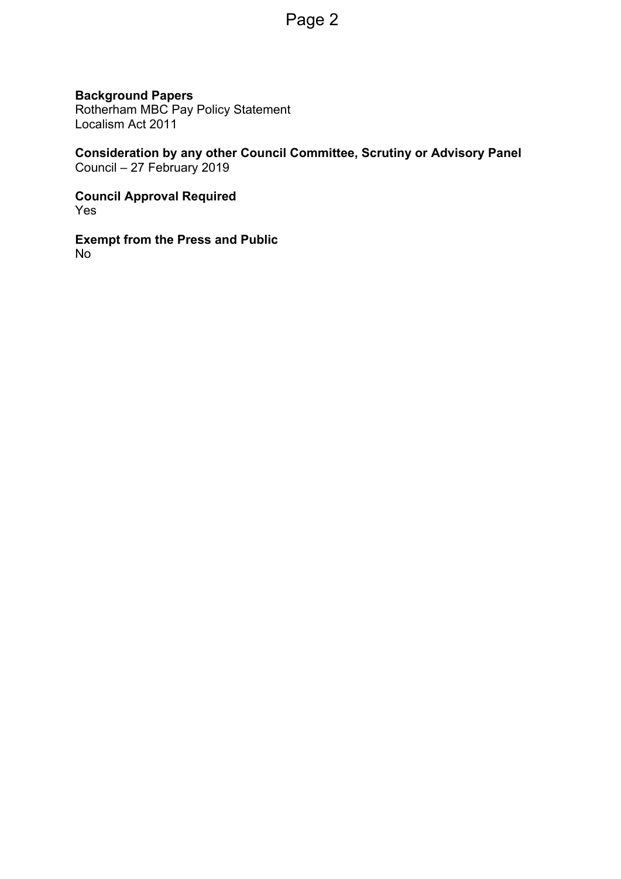**Background Papers**
Rotherham MBC Pay Policy Statement
Localism Act 2011

**Consideration by any other Council Committee, Scrutiny or Advisory Panel**
Council – 27 February 2019

**Council Approval Required**
Yes

**Exempt from the Press and Public**
No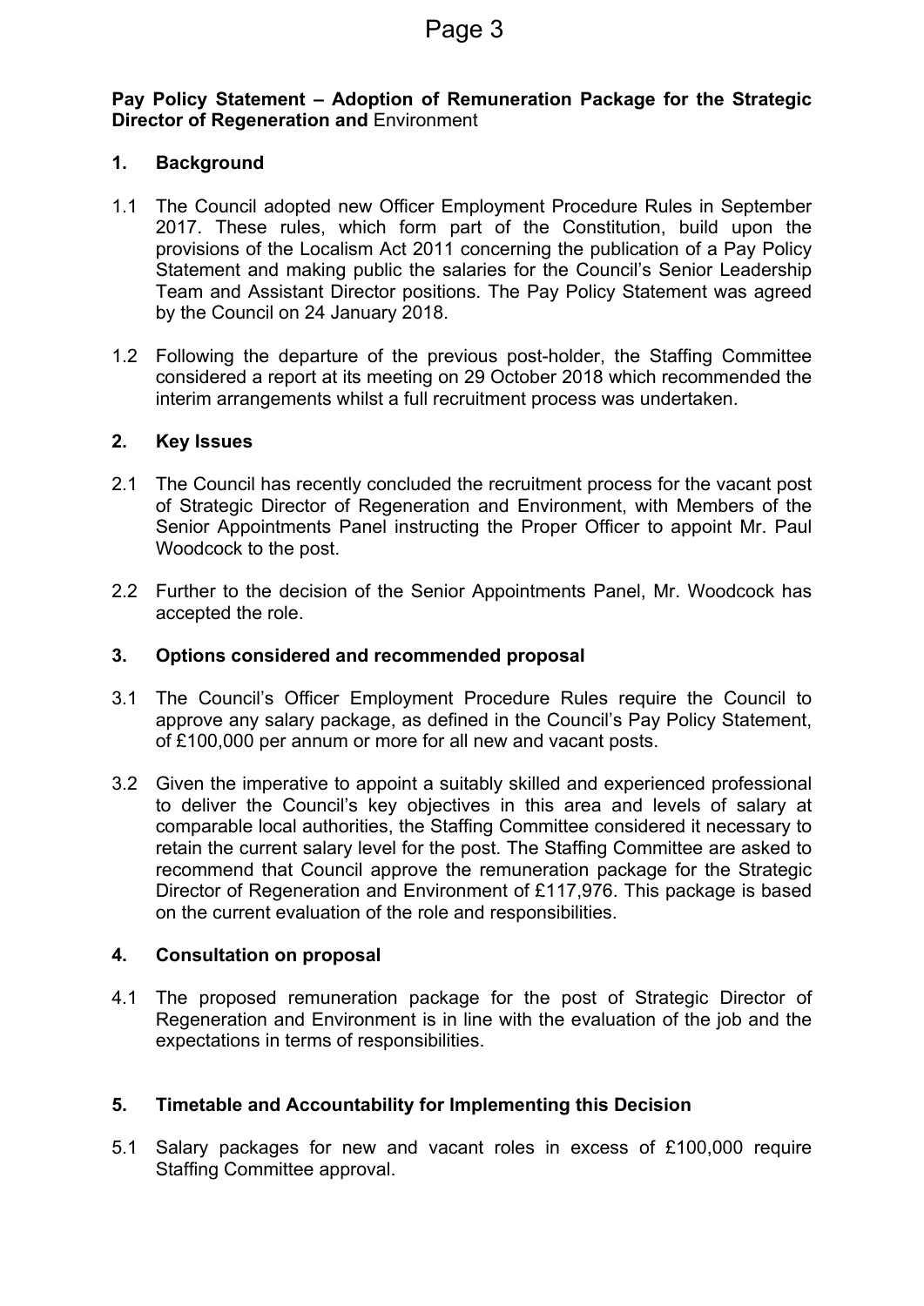**Pay Policy Statement – Adoption of Remuneration Package for the Strategic Director of Regeneration and** Environment

## 1. Background

1.1 The Council adopted new Officer Employment Procedure Rules in September 2017. These rules, which form part of the Constitution, build upon the provisions of the Localism Act 2011 concerning the publication of a Pay Policy Statement and making public the salaries for the Council's Senior Leadership Team and Assistant Director positions. The Pay Policy Statement was agreed by the Council on 24 January 2018.

1.2 Following the departure of the previous post-holder, the Staffing Committee considered a report at its meeting on 29 October 2018 which recommended the interim arrangements whilst a full recruitment process was undertaken.

## 2. Key Issues

2.1 The Council has recently concluded the recruitment process for the vacant post of Strategic Director of Regeneration and Environment, with Members of the Senior Appointments Panel instructing the Proper Officer to appoint Mr. Paul Woodcock to the post.

2.2 Further to the decision of the Senior Appointments Panel, Mr. Woodcock has accepted the role.

## 3. Options considered and recommended proposal

3.1 The Council's Officer Employment Procedure Rules require the Council to approve any salary package, as defined in the Council's Pay Policy Statement, of £100,000 per annum or more for all new and vacant posts.

3.2 Given the imperative to appoint a suitably skilled and experienced professional to deliver the Council's key objectives in this area and levels of salary at comparable local authorities, the Staffing Committee considered it necessary to retain the current salary level for the post. The Staffing Committee are asked to recommend that Council approve the remuneration package for the Strategic Director of Regeneration and Environment of £117,976. This package is based on the current evaluation of the role and responsibilities.

## 4. Consultation on proposal

4.1 The proposed remuneration package for the post of Strategic Director of Regeneration and Environment is in line with the evaluation of the job and the expectations in terms of responsibilities.

## 5. Timetable and Accountability for Implementing this Decision

5.1 Salary packages for new and vacant roles in excess of £100,000 require Staffing Committee approval.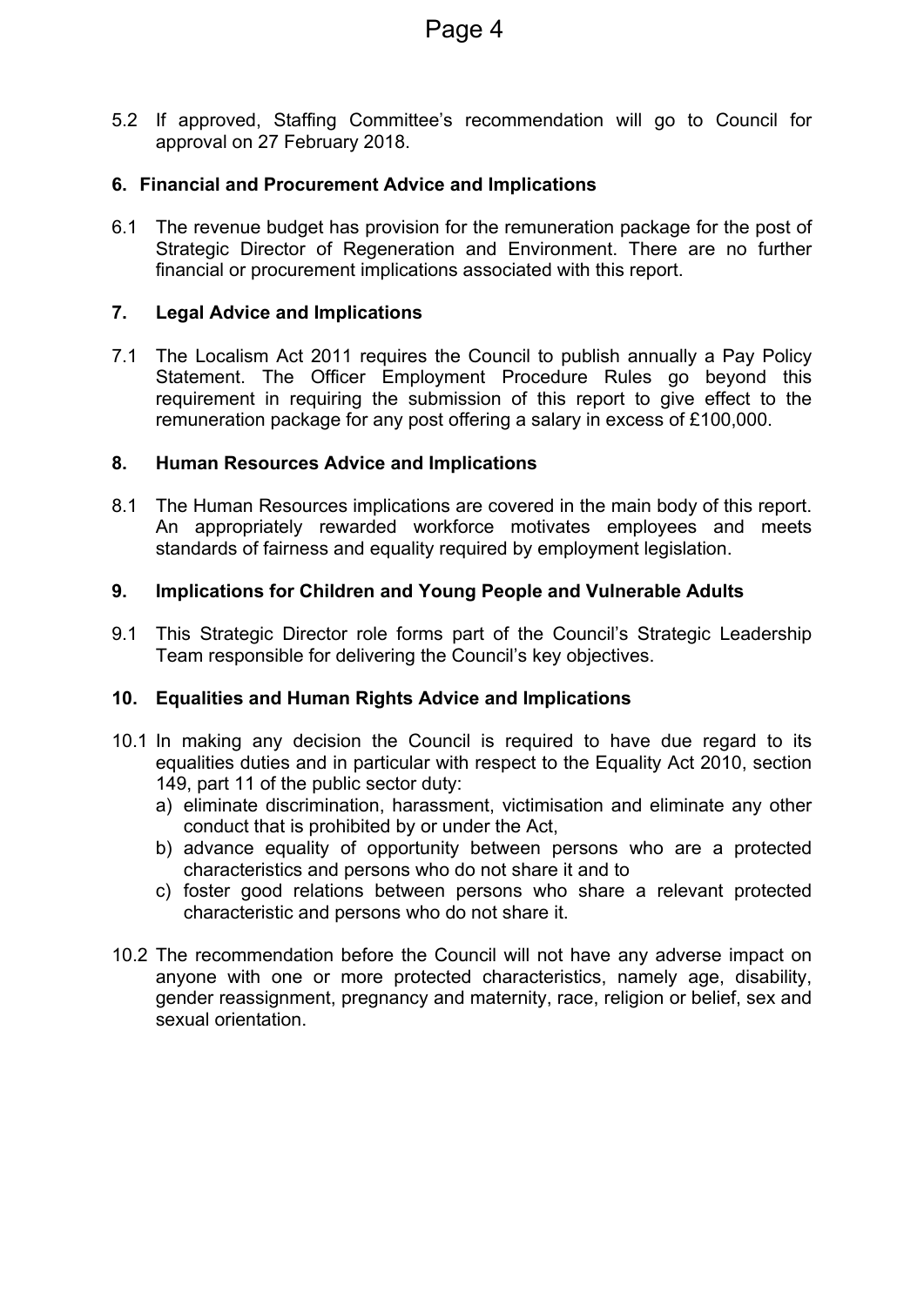5.2 If approved, Staffing Committee's recommendation will go to Council for approval on 27 February 2018.

## 6. Financial and Procurement Advice and Implications

6.1 The revenue budget has provision for the remuneration package for the post of Strategic Director of Regeneration and Environment. There are no further financial or procurement implications associated with this report.

## 7. Legal Advice and Implications

7.1 The Localism Act 2011 requires the Council to publish annually a Pay Policy Statement. The Officer Employment Procedure Rules go beyond this requirement in requiring the submission of this report to give effect to the remuneration package for any post offering a salary in excess of £100,000.

## 8. Human Resources Advice and Implications

8.1 The Human Resources implications are covered in the main body of this report. An appropriately rewarded workforce motivates employees and meets standards of fairness and equality required by employment legislation.

## 9. Implications for Children and Young People and Vulnerable Adults

9.1 This Strategic Director role forms part of the Council's Strategic Leadership Team responsible for delivering the Council's key objectives.

## 10. Equalities and Human Rights Advice and Implications

10.1 In making any decision the Council is required to have due regard to its equalities duties and in particular with respect to the Equality Act 2010, section 149, part 11 of the public sector duty:

a) eliminate discrimination, harassment, victimisation and eliminate any other conduct that is prohibited by or under the Act,
b) advance equality of opportunity between persons who are a protected characteristics and persons who do not share it and to
c) foster good relations between persons who share a relevant protected characteristic and persons who do not share it.

10.2 The recommendation before the Council will not have any adverse impact on anyone with one or more protected characteristics, namely age, disability, gender reassignment, pregnancy and maternity, race, religion or belief, sex and sexual orientation.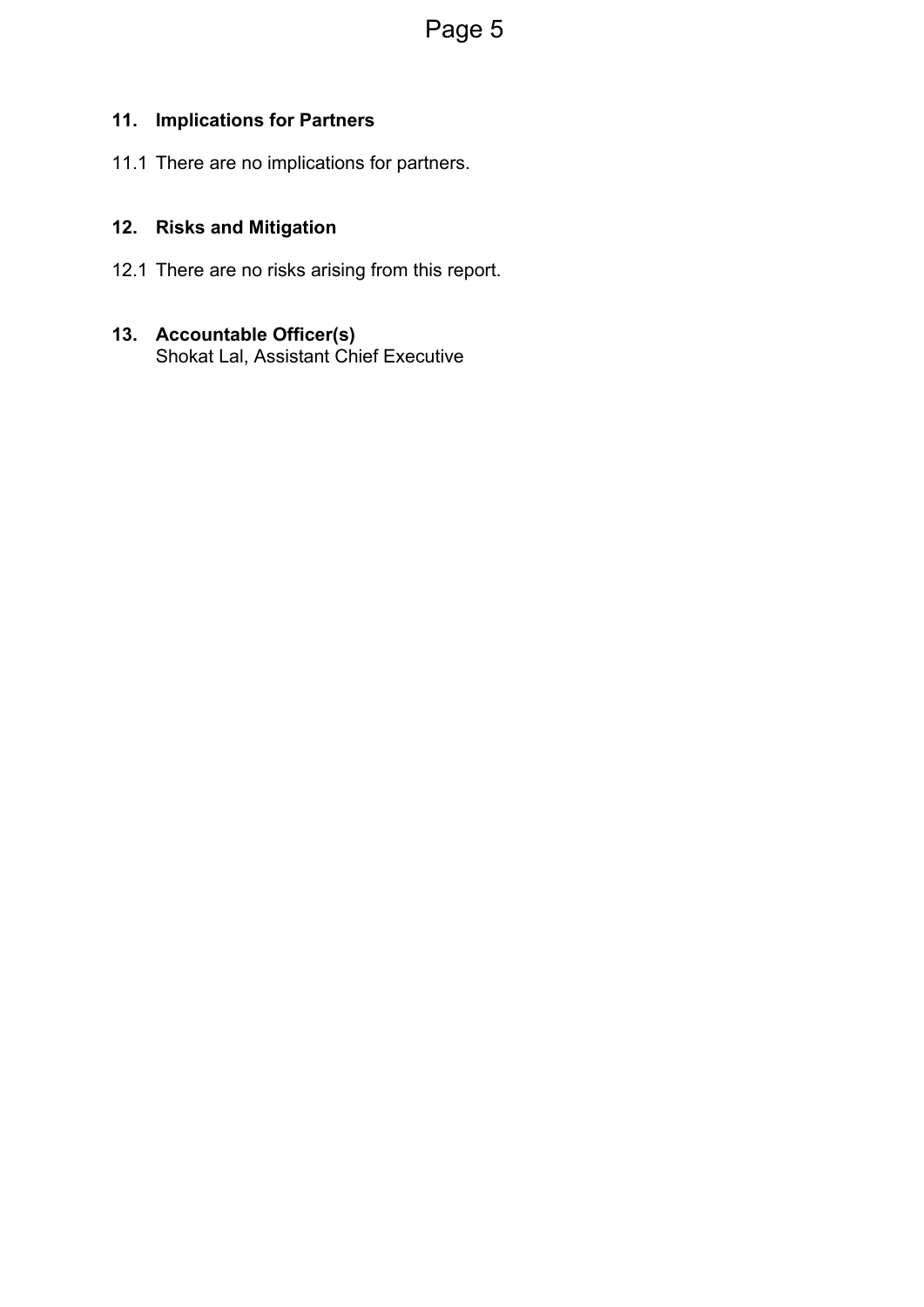## 11. Implications for Partners

11.1 There are no implications for partners.

## 12. Risks and Mitigation

12.1 There are no risks arising from this report.

## 13. Accountable Officer(s)

Shokat Lal, Assistant Chief Executive